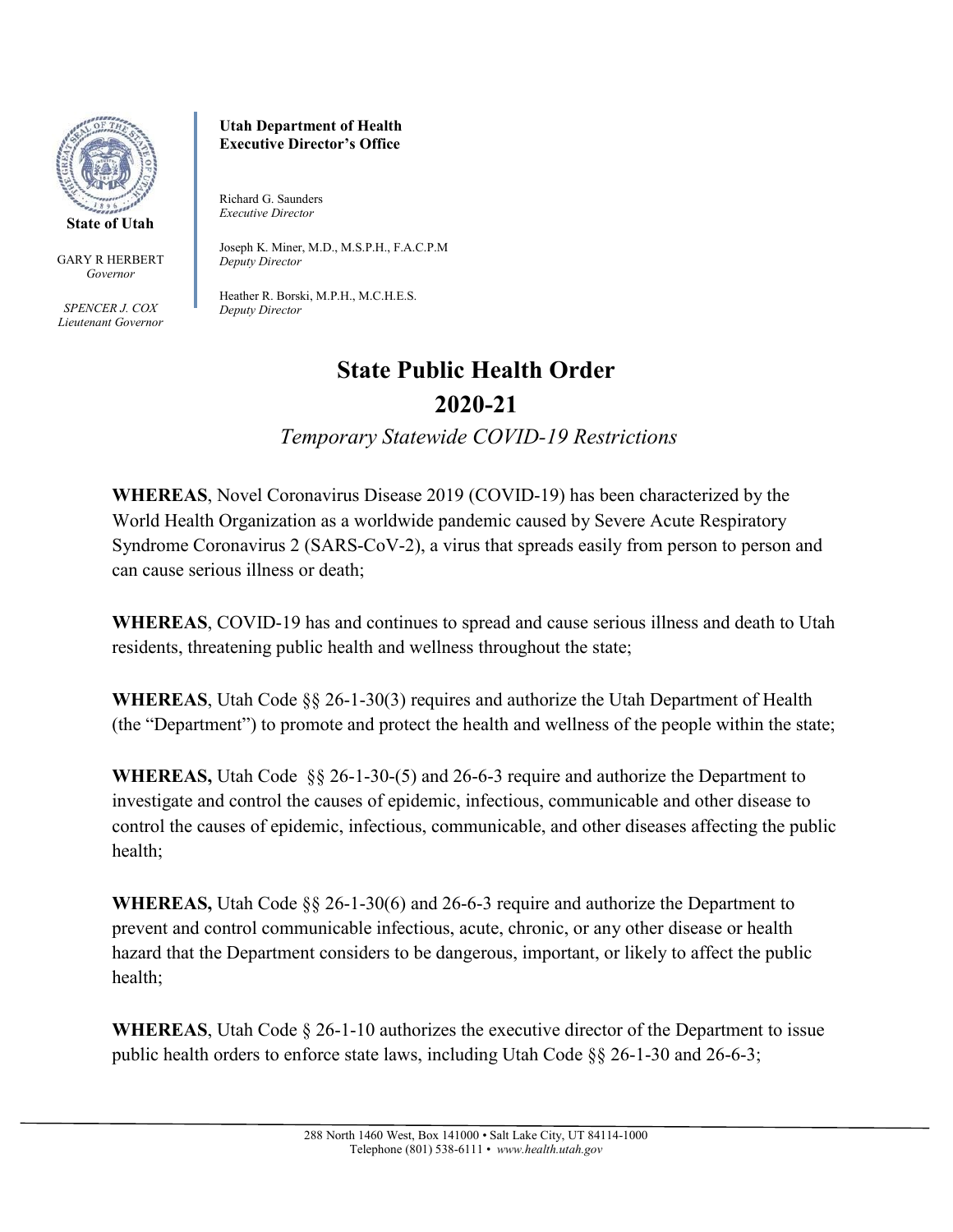State of Utah

GARY R HERBERT
*Governor*

*SPENCER J. COX*
*Lieutenant Governor*

**Utah Department of Health**
**Executive Director's Office**

Richard G. Saunders
*Executive Director*

Joseph K. Miner, M.D., M.S.P.H., F.A.C.P.M
*Deputy Director*

Heather R. Borski, M.P.H., M.C.H.E.S.
*Deputy Director*

# State Public Health Order
# 2020-21

*Temporary Statewide COVID-19 Restrictions*

**WHEREAS**, Novel Coronavirus Disease 2019 (COVID-19) has been characterized by the World Health Organization as a worldwide pandemic caused by Severe Acute Respiratory Syndrome Coronavirus 2 (SARS-CoV-2), a virus that spreads easily from person to person and can cause serious illness or death;

**WHEREAS**, COVID-19 has and continues to spread and cause serious illness and death to Utah residents, threatening public health and wellness throughout the state;

**WHEREAS**, Utah Code §§ 26-1-30(3) requires and authorize the Utah Department of Health (the "Department") to promote and protect the health and wellness of the people within the state;

**WHEREAS,** Utah Code §§ 26-1-30-(5) and 26-6-3 require and authorize the Department to investigate and control the causes of epidemic, infectious, communicable and other disease to control the causes of epidemic, infectious, communicable, and other diseases affecting the public health;

**WHEREAS,** Utah Code §§ 26-1-30(6) and 26-6-3 require and authorize the Department to prevent and control communicable infectious, acute, chronic, or any other disease or health hazard that the Department considers to be dangerous, important, or likely to affect the public health;

**WHEREAS**, Utah Code § 26-1-10 authorizes the executive director of the Department to issue public health orders to enforce state laws, including Utah Code §§ 26-1-30 and 26-6-3;

288 North 1460 West, Box 141000 • Salt Lake City, UT 84114-1000
Telephone (801) 538-6111 • *www.health.utah.gov*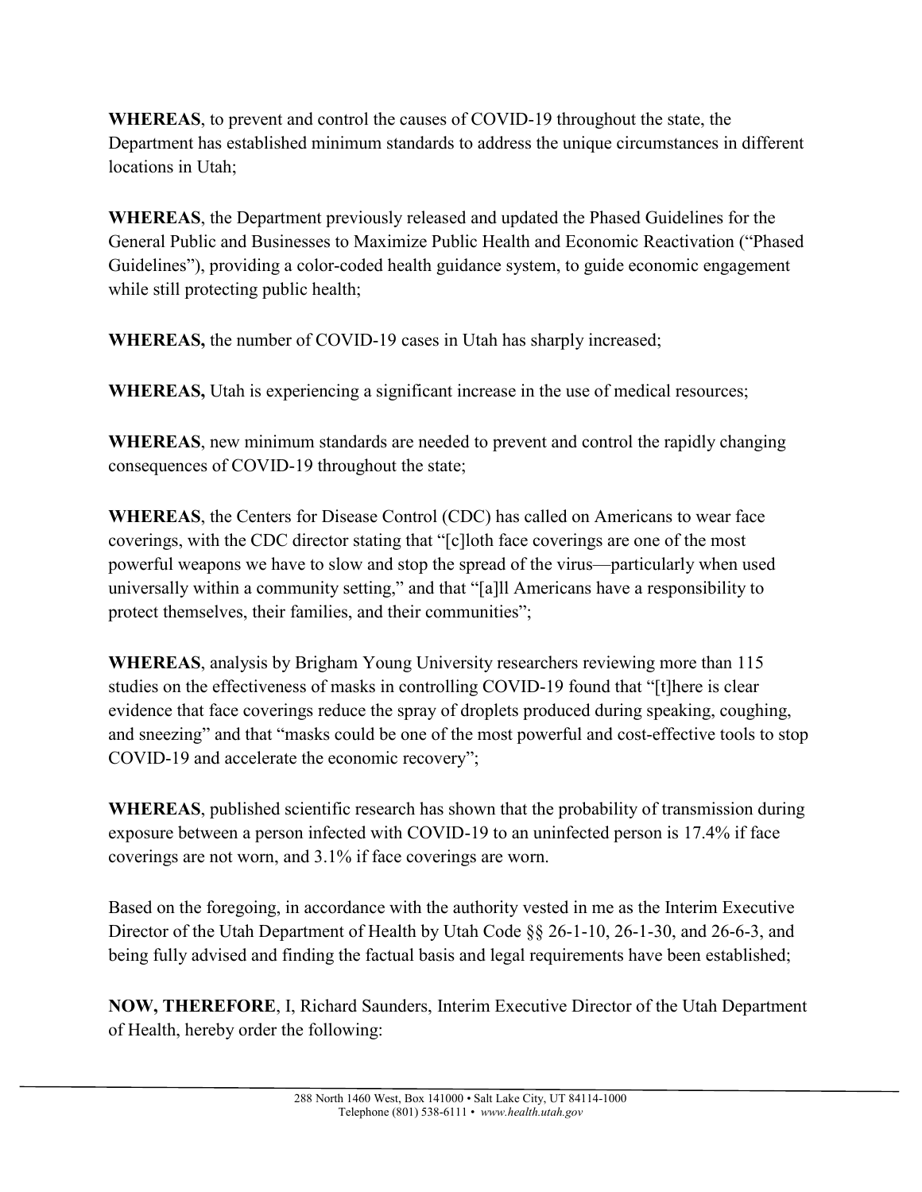**WHEREAS**, to prevent and control the causes of COVID-19 throughout the state, the Department has established minimum standards to address the unique circumstances in different locations in Utah;

**WHEREAS**, the Department previously released and updated the Phased Guidelines for the General Public and Businesses to Maximize Public Health and Economic Reactivation ("Phased Guidelines"), providing a color-coded health guidance system, to guide economic engagement while still protecting public health;

**WHEREAS,** the number of COVID-19 cases in Utah has sharply increased;

**WHEREAS,** Utah is experiencing a significant increase in the use of medical resources;

**WHEREAS**, new minimum standards are needed to prevent and control the rapidly changing consequences of COVID-19 throughout the state;

**WHEREAS**, the Centers for Disease Control (CDC) has called on Americans to wear face coverings, with the CDC director stating that "[c]loth face coverings are one of the most powerful weapons we have to slow and stop the spread of the virus—particularly when used universally within a community setting," and that "[a]ll Americans have a responsibility to protect themselves, their families, and their communities";

**WHEREAS**, analysis by Brigham Young University researchers reviewing more than 115 studies on the effectiveness of masks in controlling COVID-19 found that "[t]here is clear evidence that face coverings reduce the spray of droplets produced during speaking, coughing, and sneezing" and that "masks could be one of the most powerful and cost-effective tools to stop COVID-19 and accelerate the economic recovery";

**WHEREAS**, published scientific research has shown that the probability of transmission during exposure between a person infected with COVID-19 to an uninfected person is 17.4% if face coverings are not worn, and 3.1% if face coverings are worn.

Based on the foregoing, in accordance with the authority vested in me as the Interim Executive Director of the Utah Department of Health by Utah Code §§ 26-1-10, 26-1-30, and 26-6-3, and being fully advised and finding the factual basis and legal requirements have been established;

**NOW, THEREFORE**, I, Richard Saunders, Interim Executive Director of the Utah Department of Health, hereby order the following: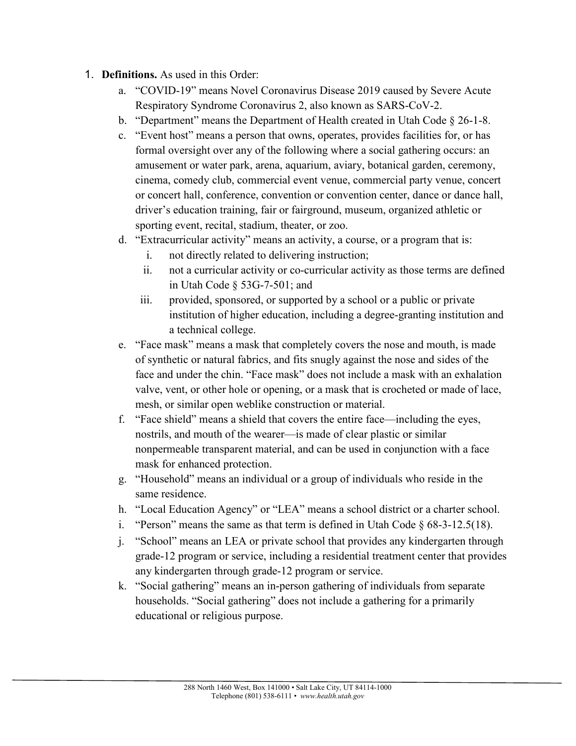1. **Definitions.** As used in this Order:
    a. "COVID-19" means Novel Coronavirus Disease 2019 caused by Severe Acute Respiratory Syndrome Coronavirus 2, also known as SARS-CoV-2.
    b. "Department" means the Department of Health created in Utah Code § 26-1-8.
    c. "Event host" means a person that owns, operates, provides facilities for, or has formal oversight over any of the following where a social gathering occurs: an amusement or water park, arena, aquarium, aviary, botanical garden, ceremony, cinema, comedy club, commercial event venue, commercial party venue, concert or concert hall, conference, convention or convention center, dance or dance hall, driver's education training, fair or fairground, museum, organized athletic or sporting event, recital, stadium, theater, or zoo.
    d. "Extracurricular activity" means an activity, a course, or a program that is:
        i. not directly related to delivering instruction;
        ii. not a curricular activity or co-curricular activity as those terms are defined in Utah Code § 53G-7-501; and
        iii. provided, sponsored, or supported by a school or a public or private institution of higher education, including a degree-granting institution and a technical college.
    e. "Face mask" means a mask that completely covers the nose and mouth, is made of synthetic or natural fabrics, and fits snugly against the nose and sides of the face and under the chin. "Face mask" does not include a mask with an exhalation valve, vent, or other hole or opening, or a mask that is crocheted or made of lace, mesh, or similar open weblike construction or material.
    f. "Face shield" means a shield that covers the entire face—including the eyes, nostrils, and mouth of the wearer—is made of clear plastic or similar nonpermeable transparent material, and can be used in conjunction with a face mask for enhanced protection.
    g. "Household" means an individual or a group of individuals who reside in the same residence.
    h. "Local Education Agency" or "LEA" means a school district or a charter school.
    i. "Person" means the same as that term is defined in Utah Code § 68-3-12.5(18).
    j. "School" means an LEA or private school that provides any kindergarten through grade-12 program or service, including a residential treatment center that provides any kindergarten through grade-12 program or service.
    k. "Social gathering" means an in-person gathering of individuals from separate households. "Social gathering" does not include a gathering for a primarily educational or religious purpose.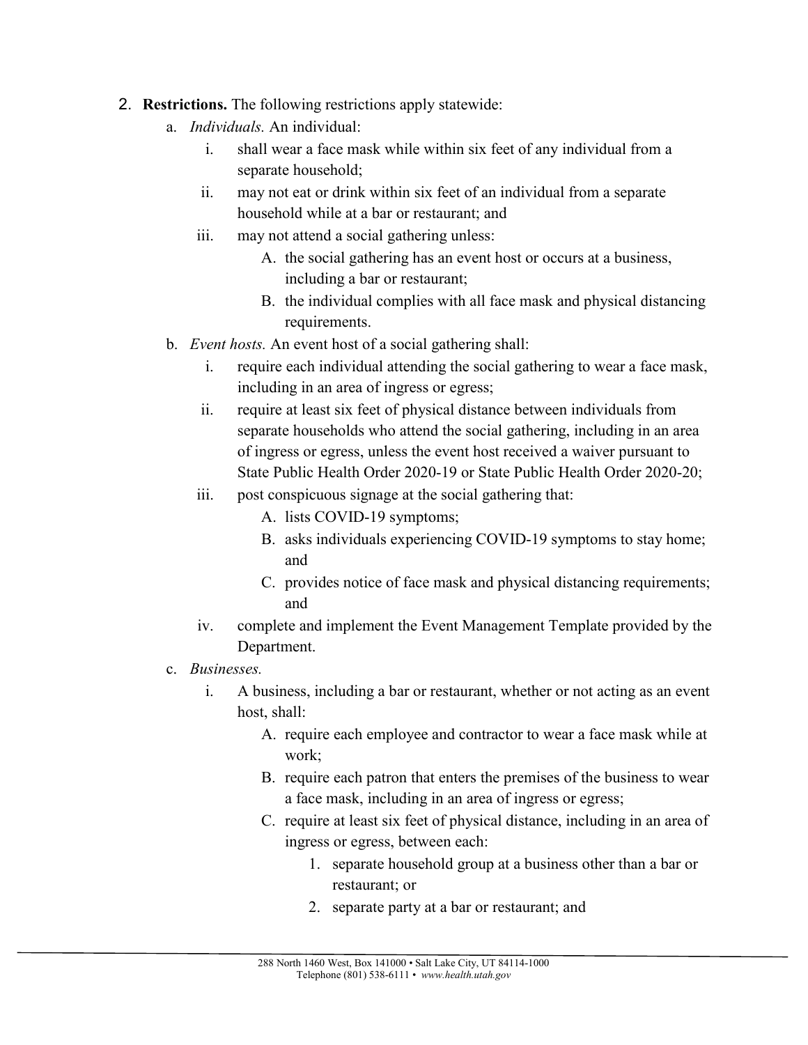2. **Restrictions.** The following restrictions apply statewide:
   a. *Individuals.* An individual:
      i. shall wear a face mask while within six feet of any individual from a separate household;
      ii. may not eat or drink within six feet of an individual from a separate household while at a bar or restaurant; and
      iii. may not attend a social gathering unless:
         A. the social gathering has an event host or occurs at a business, including a bar or restaurant;
         B. the individual complies with all face mask and physical distancing requirements.
   b. *Event hosts.* An event host of a social gathering shall:
      i. require each individual attending the social gathering to wear a face mask, including in an area of ingress or egress;
      ii. require at least six feet of physical distance between individuals from separate households who attend the social gathering, including in an area of ingress or egress, unless the event host received a waiver pursuant to State Public Health Order 2020-19 or State Public Health Order 2020-20;
      iii. post conspicuous signage at the social gathering that:
         A. lists COVID-19 symptoms;
         B. asks individuals experiencing COVID-19 symptoms to stay home; and
         C. provides notice of face mask and physical distancing requirements; and
      iv. complete and implement the Event Management Template provided by the Department.
   c. *Businesses.*
      i. A business, including a bar or restaurant, whether or not acting as an event host, shall:
         A. require each employee and contractor to wear a face mask while at work;
         B. require each patron that enters the premises of the business to wear a face mask, including in an area of ingress or egress;
         C. require at least six feet of physical distance, including in an area of ingress or egress, between each:
            1. separate household group at a business other than a bar or restaurant; or
            2. separate party at a bar or restaurant; and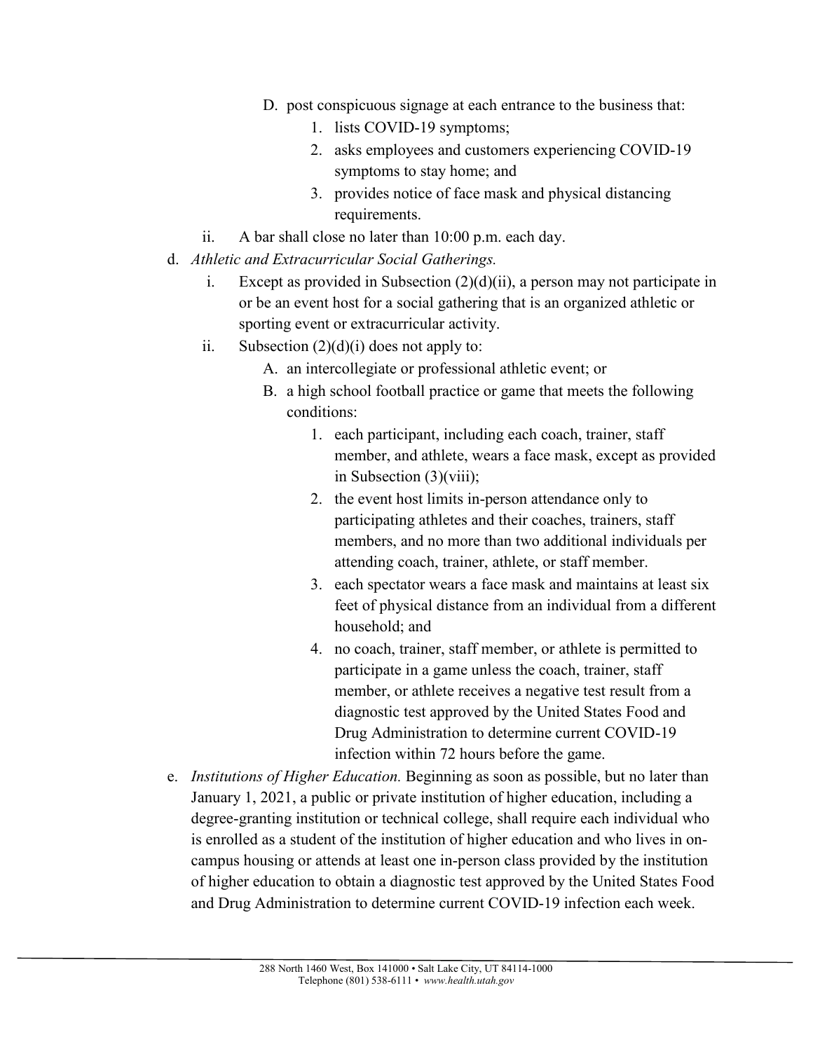- D. post conspicuous signage at each entrance to the business that:
  1. lists COVID-19 symptoms;
  2. asks employees and customers experiencing COVID-19 symptoms to stay home; and
  3. provides notice of face mask and physical distancing requirements.
- ii. A bar shall close no later than 10:00 p.m. each day.

d. *Athletic and Extracurricular Social Gatherings.*

- i. Except as provided in Subsection (2)(d)(ii), a person may not participate in or be an event host for a social gathering that is an organized athletic or sporting event or extracurricular activity.
- ii. Subsection (2)(d)(i) does not apply to:
  - A. an intercollegiate or professional athletic event; or
  - B. a high school football practice or game that meets the following conditions:
    1. each participant, including each coach, trainer, staff member, and athlete, wears a face mask, except as provided in Subsection (3)(viii);
    2. the event host limits in-person attendance only to participating athletes and their coaches, trainers, staff members, and no more than two additional individuals per attending coach, trainer, athlete, or staff member.
    3. each spectator wears a face mask and maintains at least six feet of physical distance from an individual from a different household; and
    4. no coach, trainer, staff member, or athlete is permitted to participate in a game unless the coach, trainer, staff member, or athlete receives a negative test result from a diagnostic test approved by the United States Food and Drug Administration to determine current COVID-19 infection within 72 hours before the game.

e. *Institutions of Higher Education.* Beginning as soon as possible, but no later than January 1, 2021, a public or private institution of higher education, including a degree-granting institution or technical college, shall require each individual who is enrolled as a student of the institution of higher education and who lives in on-campus housing or attends at least one in-person class provided by the institution of higher education to obtain a diagnostic test approved by the United States Food and Drug Administration to determine current COVID-19 infection each week.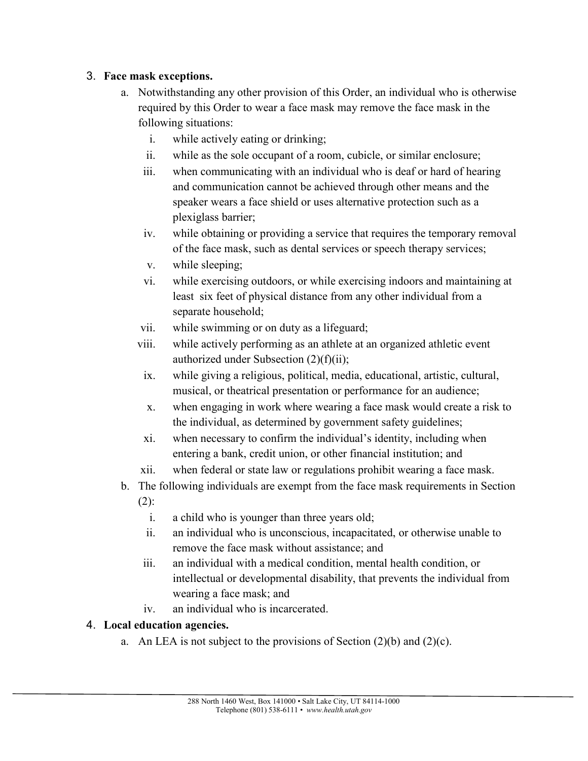3. **Face mask exceptions.**
   a. Notwithstanding any other provision of this Order, an individual who is otherwise required by this Order to wear a face mask may remove the face mask in the following situations:
      i. while actively eating or drinking;
      ii. while as the sole occupant of a room, cubicle, or similar enclosure;
      iii. when communicating with an individual who is deaf or hard of hearing and communication cannot be achieved through other means and the speaker wears a face shield or uses alternative protection such as a plexiglass barrier;
      iv. while obtaining or providing a service that requires the temporary removal of the face mask, such as dental services or speech therapy services;
      v. while sleeping;
      vi. while exercising outdoors, or while exercising indoors and maintaining at least six feet of physical distance from any other individual from a separate household;
      vii. while swimming or on duty as a lifeguard;
      viii. while actively performing as an athlete at an organized athletic event authorized under Subsection (2)(f)(ii);
      ix. while giving a religious, political, media, educational, artistic, cultural, musical, or theatrical presentation or performance for an audience;
      x. when engaging in work where wearing a face mask would create a risk to the individual, as determined by government safety guidelines;
      xi. when necessary to confirm the individual's identity, including when entering a bank, credit union, or other financial institution; and
      xii. when federal or state law or regulations prohibit wearing a face mask.

   b. The following individuals are exempt from the face mask requirements in Section (2):
      i. a child who is younger than three years old;
      ii. an individual who is unconscious, incapacitated, or otherwise unable to remove the face mask without assistance; and
      iii. an individual with a medical condition, mental health condition, or intellectual or developmental disability, that prevents the individual from wearing a face mask; and
      iv. an individual who is incarcerated.

4. **Local education agencies.**
   a. An LEA is not subject to the provisions of Section (2)(b) and (2)(c).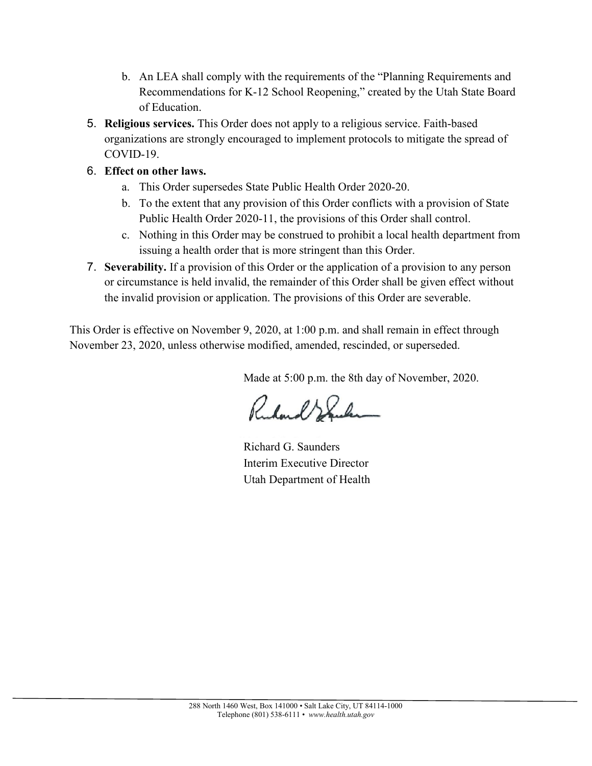b. An LEA shall comply with the requirements of the "Planning Requirements and Recommendations for K-12 School Reopening," created by the Utah State Board of Education.

5. **Religious services.** This Order does not apply to a religious service. Faith-based organizations are strongly encouraged to implement protocols to mitigate the spread of COVID-19.
6. **Effect on other laws.**
   a. This Order supersedes State Public Health Order 2020-20.
   b. To the extent that any provision of this Order conflicts with a provision of State Public Health Order 2020-11, the provisions of this Order shall control.
   c. Nothing in this Order may be construed to prohibit a local health department from issuing a health order that is more stringent than this Order.
7. **Severability.** If a provision of this Order or the application of a provision to any person or circumstance is held invalid, the remainder of this Order shall be given effect without the invalid provision or application. The provisions of this Order are severable.

This Order is effective on November 9, 2020, at 1:00 p.m. and shall remain in effect through November 23, 2020, unless otherwise modified, amended, rescinded, or superseded.

Made at 5:00 p.m. the 8th day of November, 2020.

Richard G. Saunders
Interim Executive Director
Utah Department of Health

288 North 1460 West, Box 141000 • Salt Lake City, UT 84114-1000
Telephone (801) 538-6111 • *www.health.utah.gov*